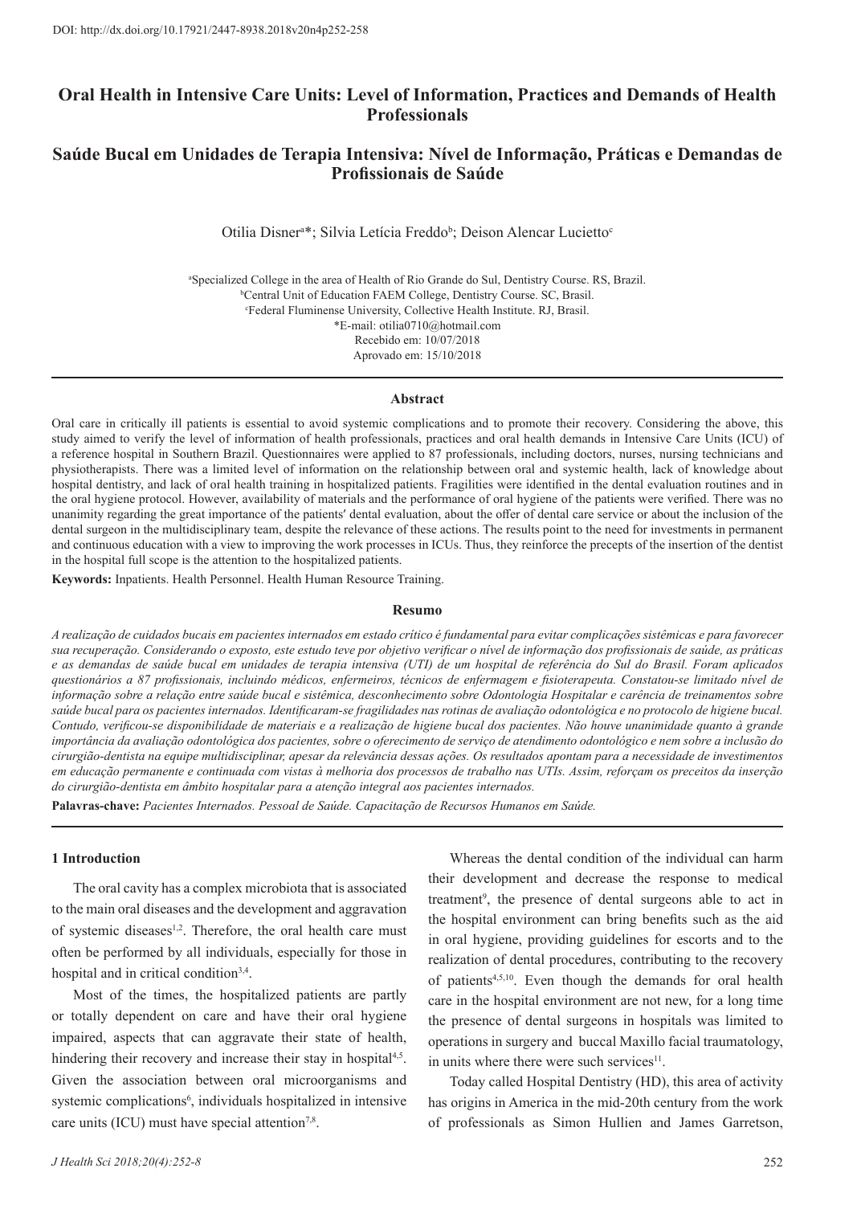DOI: http://dx.doi.org/10.17921/2447-8938.2018v20n4p252-258

# Oral Health in Intensive Care Units: Level of Information, Practices and Demands of Health Professionals

# Saúde Bucal em Unidades de Terapia Intensiva: Nível de Informação, Práticas e Demandas de Profissionais de Saúde

Otilia Disner[a]*; Silvia Letícia Freddo[b]; Deison Alencar Lucietto[c]

[a]Specialized College in the area of Health of Rio Grande do Sul, Dentistry Course. RS, Brazil.
[b]Central Unit of Education FAEM College, Dentistry Course. SC, Brasil.
[c]Federal Fluminense University, Collective Health Institute. RJ, Brasil.
*E-mail: otilia0710@hotmail.com
Recebido em: 10/07/2018
Aprovado em: 15/10/2018

## Abstract

Oral care in critically ill patients is essential to avoid systemic complications and to promote their recovery. Considering the above, this study aimed to verify the level of information of health professionals, practices and oral health demands in Intensive Care Units (ICU) of a reference hospital in Southern Brazil. Questionnaires were applied to 87 professionals, including doctors, nurses, nursing technicians and physiotherapists. There was a limited level of information on the relationship between oral and systemic health, lack of knowledge about hospital dentistry, and lack of oral health training in hospitalized patients. Fragilities were identified in the dental evaluation routines and in the oral hygiene protocol. However, availability of materials and the performance of oral hygiene of the patients were verified. There was no unanimity regarding the great importance of the patients′ dental evaluation, about the offer of dental care service or about the inclusion of the dental surgeon in the multidisciplinary team, despite the relevance of these actions. The results point to the need for investments in permanent and continuous education with a view to improving the work processes in ICUs. Thus, they reinforce the precepts of the insertion of the dentist in the hospital full scope is the attention to the hospitalized patients.

**Keywords:** Inpatients. Health Personnel. Health Human Resource Training.

## Resumo

*A realização de cuidados bucais em pacientes internados em estado crítico é fundamental para evitar complicações sistêmicas e para favorecer sua recuperação. Considerando o exposto, este estudo teve por objetivo verificar o nível de informação dos profissionais de saúde, as práticas e as demandas de saúde bucal em unidades de terapia intensiva (UTI) de um hospital de referência do Sul do Brasil. Foram aplicados questionários a 87 profissionais, incluindo médicos, enfermeiros, técnicos de enfermagem e fisioterapeuta. Constatou-se limitado nível de informação sobre a relação entre saúde bucal e sistêmica, desconhecimento sobre Odontologia Hospitalar e carência de treinamentos sobre saúde bucal para os pacientes internados. Identificaram-se fragilidades nas rotinas de avaliação odontológica e no protocolo de higiene bucal. Contudo, verificou-se disponibilidade de materiais e a realização de higiene bucal dos pacientes. Não houve unanimidade quanto à grande importância da avaliação odontológica dos pacientes, sobre o oferecimento de serviço de atendimento odontológico e nem sobre a inclusão do cirurgião-dentista na equipe multidisciplinar, apesar da relevância dessas ações. Os resultados apontam para a necessidade de investimentos em educação permanente e continuada com vistas à melhoria dos processos de trabalho nas UTIs. Assim, reforçam os preceitos da inserção do cirurgião-dentista em âmbito hospitalar para a atenção integral aos pacientes internados.*

**Palavras-chave:** *Pacientes Internados. Pessoal de Saúde. Capacitação de Recursos Humanos em Saúde.*

## 1 Introduction

The oral cavity has a complex microbiota that is associated to the main oral diseases and the development and aggravation of systemic diseases[1,2]. Therefore, the oral health care must often be performed by all individuals, especially for those in hospital and in critical condition[3,4].

Most of the times, the hospitalized patients are partly or totally dependent on care and have their oral hygiene impaired, aspects that can aggravate their state of health, hindering their recovery and increase their stay in hospital[4,5]. Given the association between oral microorganisms and systemic complications[6], individuals hospitalized in intensive care units (ICU) must have special attention[7,8].

Whereas the dental condition of the individual can harm their development and decrease the response to medical treatment[9], the presence of dental surgeons able to act in the hospital environment can bring benefits such as the aid in oral hygiene, providing guidelines for escorts and to the realization of dental procedures, contributing to the recovery of patients[4,5,10]. Even though the demands for oral health care in the hospital environment are not new, for a long time the presence of dental surgeons in hospitals was limited to operations in surgery and buccal Maxillo facial traumatology, in units where there were such services[11].

Today called Hospital Dentistry (HD), this area of activity has origins in America in the mid-20th century from the work of professionals as Simon Hullien and James Garretson,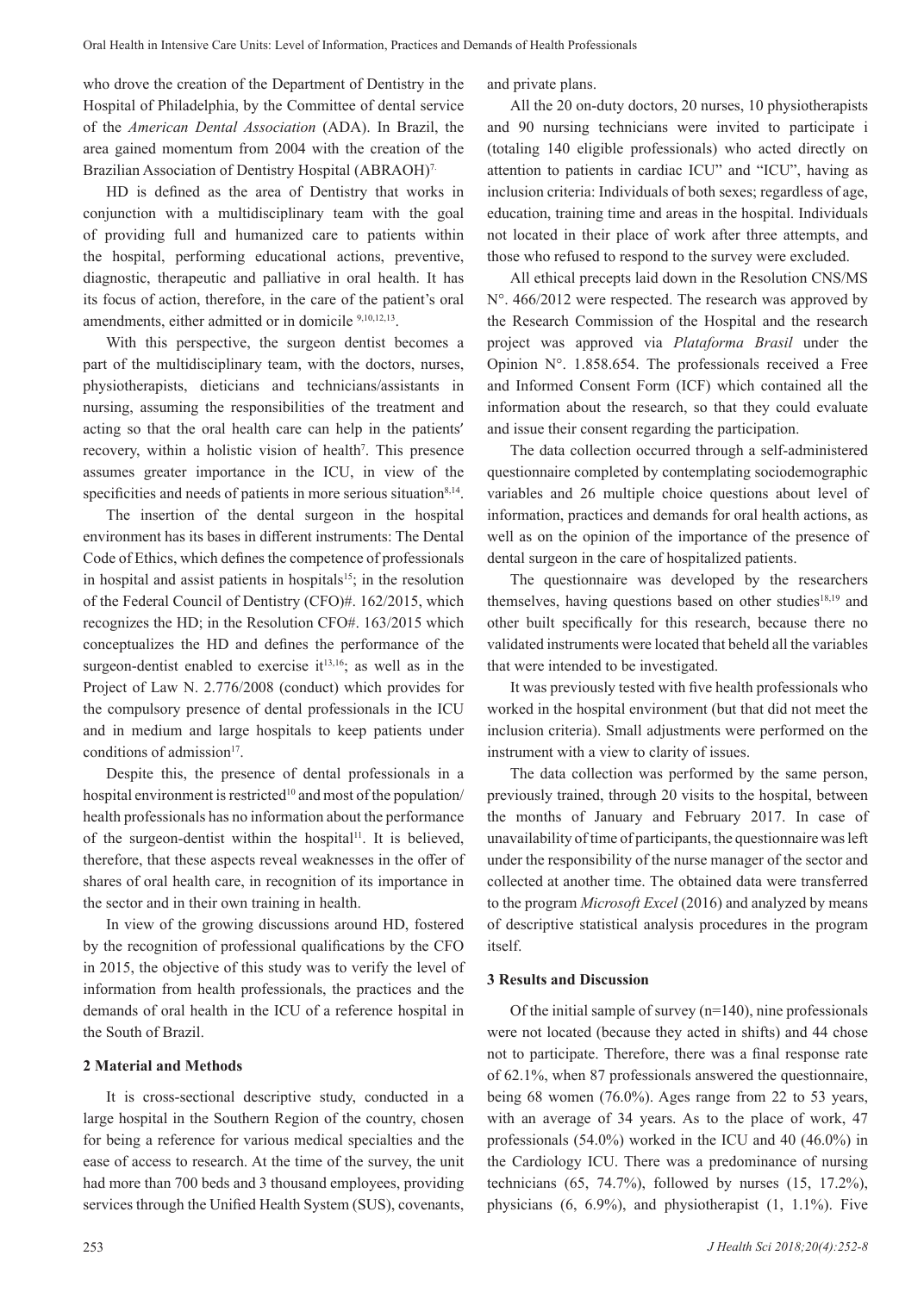who drove the creation of the Department of Dentistry in the Hospital of Philadelphia, by the Committee of dental service of the *American Dental Association* (ADA). In Brazil, the area gained momentum from 2004 with the creation of the Brazilian Association of Dentistry Hospital (ABRAOH)[7].

HD is defined as the area of Dentistry that works in conjunction with a multidisciplinary team with the goal of providing full and humanized care to patients within the hospital, performing educational actions, preventive, diagnostic, therapeutic and palliative in oral health. It has its focus of action, therefore, in the care of the patient's oral amendments, either admitted or in domicile [9,10,12,13].

With this perspective, the surgeon dentist becomes a part of the multidisciplinary team, with the doctors, nurses, physiotherapists, dieticians and technicians/assistants in nursing, assuming the responsibilities of the treatment and acting so that the oral health care can help in the patients′ recovery, within a holistic vision of health[7]. This presence assumes greater importance in the ICU, in view of the specificities and needs of patients in more serious situation[8,14].

The insertion of the dental surgeon in the hospital environment has its bases in different instruments: The Dental Code of Ethics, which defines the competence of professionals in hospital and assist patients in hospitals[15]; in the resolution of the Federal Council of Dentistry (CFO)#. 162/2015, which recognizes the HD; in the Resolution CFO#. 163/2015 which conceptualizes the HD and defines the performance of the surgeon-dentist enabled to exercise it[13,16]; as well as in the Project of Law N. 2.776/2008 (conduct) which provides for the compulsory presence of dental professionals in the ICU and in medium and large hospitals to keep patients under conditions of admission[17].

Despite this, the presence of dental professionals in a hospital environment is restricted[10] and most of the population/health professionals has no information about the performance of the surgeon-dentist within the hospital[11]. It is believed, therefore, that these aspects reveal weaknesses in the offer of shares of oral health care, in recognition of its importance in the sector and in their own training in health.

In view of the growing discussions around HD, fostered by the recognition of professional qualifications by the CFO in 2015, the objective of this study was to verify the level of information from health professionals, the practices and the demands of oral health in the ICU of a reference hospital in the South of Brazil.

## 2 Material and Methods

It is cross-sectional descriptive study, conducted in a large hospital in the Southern Region of the country, chosen for being a reference for various medical specialties and the ease of access to research. At the time of the survey, the unit had more than 700 beds and 3 thousand employees, providing services through the Unified Health System (SUS), covenants, and private plans.

All the 20 on-duty doctors, 20 nurses, 10 physiotherapists and 90 nursing technicians were invited to participate i (totaling 140 eligible professionals) who acted directly on attention to patients in cardiac ICU" and "ICU", having as inclusion criteria: Individuals of both sexes; regardless of age, education, training time and areas in the hospital. Individuals not located in their place of work after three attempts, and those who refused to respond to the survey were excluded.

All ethical precepts laid down in the Resolution CNS/MS N°. 466/2012 were respected. The research was approved by the Research Commission of the Hospital and the research project was approved via *Plataforma Brasil* under the Opinion N°. 1.858.654. The professionals received a Free and Informed Consent Form (ICF) which contained all the information about the research, so that they could evaluate and issue their consent regarding the participation.

The data collection occurred through a self-administered questionnaire completed by contemplating sociodemographic variables and 26 multiple choice questions about level of information, practices and demands for oral health actions, as well as on the opinion of the importance of the presence of dental surgeon in the care of hospitalized patients.

The questionnaire was developed by the researchers themselves, having questions based on other studies[18,19] and other built specifically for this research, because there no validated instruments were located that beheld all the variables that were intended to be investigated.

It was previously tested with five health professionals who worked in the hospital environment (but that did not meet the inclusion criteria). Small adjustments were performed on the instrument with a view to clarity of issues.

The data collection was performed by the same person, previously trained, through 20 visits to the hospital, between the months of January and February 2017. In case of unavailability of time of participants, the questionnaire was left under the responsibility of the nurse manager of the sector and collected at another time. The obtained data were transferred to the program *Microsoft Excel* (2016) and analyzed by means of descriptive statistical analysis procedures in the program itself.

## 3 Results and Discussion

Of the initial sample of survey (n=140), nine professionals were not located (because they acted in shifts) and 44 chose not to participate. Therefore, there was a final response rate of 62.1%, when 87 professionals answered the questionnaire, being 68 women (76.0%). Ages range from 22 to 53 years, with an average of 34 years. As to the place of work, 47 professionals (54.0%) worked in the ICU and 40 (46.0%) in the Cardiology ICU. There was a predominance of nursing technicians (65, 74.7%), followed by nurses (15, 17.2%), physicians (6, 6.9%), and physiotherapist (1, 1.1%). Five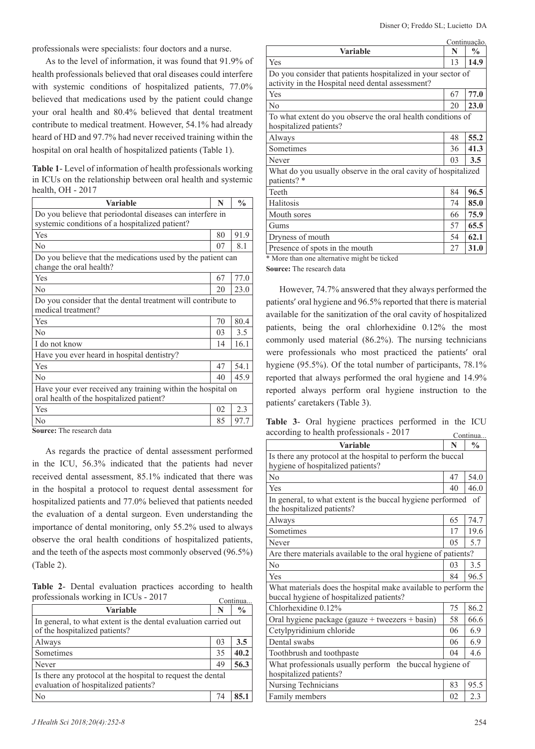professionals were specialists: four doctors and a nurse.

As to the level of information, it was found that 91.9% of health professionals believed that oral diseases could interfere with systemic conditions of hospitalized patients, 77.0% believed that medications used by the patient could change your oral health and 80.4% believed that dental treatment contribute to medical treatment. However, 54.1% had already heard of HD and 97.7% had never received training within the hospital on oral health of hospitalized patients (Table 1).

**Table 1**- Level of information of health professionals working in ICUs on the relationship between oral health and systemic health, OH - 2017

| Variable | N | % |
|---|---|---|
| Do you believe that periodontal diseases can interfere in systemic conditions of a hospitalized patient? | | |
| Yes | 80 | 91.9 |
| No | 07 | 8.1 |
| Do you believe that the medications used by the patient can change the oral health? | | |
| Yes | 67 | 77.0 |
| No | 20 | 23.0 |
| Do you consider that the dental treatment will contribute to medical treatment? | | |
| Yes | 70 | 80.4 |
| No | 03 | 3.5 |
| I do not know | 14 | 16.1 |
| Have you ever heard in hospital dentistry? | | |
| Yes | 47 | 54.1 |
| No | 40 | 45.9 |
| Have your ever received any training within the hospital on oral health of the hospitalized patient? | | |
| Yes | 02 | 2.3 |
| No | 85 | 97.7 |

**Source:** The research data

As regards the practice of dental assessment performed in the ICU, 56.3% indicated that the patients had never received dental assessment, 85.1% indicated that there was in the hospital a protocol to request dental assessment for hospitalized patients and 77.0% believed that patients needed the evaluation of a dental surgeon. Even understanding the importance of dental monitoring, only 55.2% used to always observe the oral health conditions of hospitalized patients, and the teeth of the aspects most commonly observed (96.5%) (Table 2).

**Table 2**- Dental evaluation practices according to health professionals working in ICUs - 2017

Continua...

| Variable | N | % |
|---|---|---|
| In general, to what extent is the dental evaluation carried out of the hospitalized patients? | | |
| Always | 03 | **3.5** |
| Sometimes | 35 | **40.2** |
| Never | 49 | **56.3** |
| Is there any protocol at the hospital to request the dental evaluation of hospitalized patients? | | |
| No | 74 | **85.1** |
| Yes | 13 | **14.9** |
| Do you consider that patients hospitalized in your sector of activity in the Hospital need dental assessment? | | |
| Yes | 67 | **77.0** |
| No | 20 | **23.0** |
| To what extent do you observe the oral health conditions of hospitalized patients? | | |
| Always | 48 | **55.2** |
| Sometimes | 36 | **41.3** |
| Never | 03 | **3.5** |
| What do you usually observe in the oral cavity of hospitalized patients? * | | |
| Teeth | 84 | **96.5** |
| Halitosis | 74 | **85.0** |
| Mouth sores | 66 | **75.9** |
| Gums | 57 | **65.5** |
| Dryness of mouth | 54 | **62.1** |
| Presence of spots in the mouth | 27 | **31.0** |

\* More than one alternative might be ticked

**Source:** The research data

However, 74.7% answered that they always performed the patients' oral hygiene and 96.5% reported that there is material available for the sanitization of the oral cavity of hospitalized patients, being the oral chlorhexidine 0.12% the most commonly used material (86.2%). The nursing technicians were professionals who most practiced the patients' oral hygiene (95.5%). Of the total number of participants, 78.1% reported that always performed the oral hygiene and 14.9% reported always perform oral hygiene instruction to the patients' caretakers (Table 3).

**Table 3**- Oral hygiene practices performed in the ICU according to health professionals - 2017

Continua...

| Variable | N | % |
|---|---|---|
| Is there any protocol at the hospital to perform the buccal hygiene of hospitalized patients? | | |
| No | 47 | 54.0 |
| Yes | 40 | 46.0 |
| In general, to what extent is the buccal hygiene performed of the hospitalized patients? | | |
| Always | 65 | 74.7 |
| Sometimes | 17 | 19.6 |
| Never | 05 | 5.7 |
| Are there materials available to the oral hygiene of patients? | | |
| No | 03 | 3.5 |
| Yes | 84 | 96.5 |
| What materials does the hospital make available to perform the buccal hygiene of hospitalized patients? | | |
| Chlorhexidine 0.12% | 75 | 86.2 |
| Oral hygiene package (gauze + tweezers + basin) | 58 | 66.6 |
| Cetylpyridinium chloride | 06 | 6.9 |
| Dental swabs | 06 | 6.9 |
| Toothbrush and toothpaste | 04 | 4.6 |
| What professionals usually perform the buccal hygiene of hospitalized patients? | | |
| Nursing Technicians | 83 | 95.5 |
| Family members | 02 | 2.3 |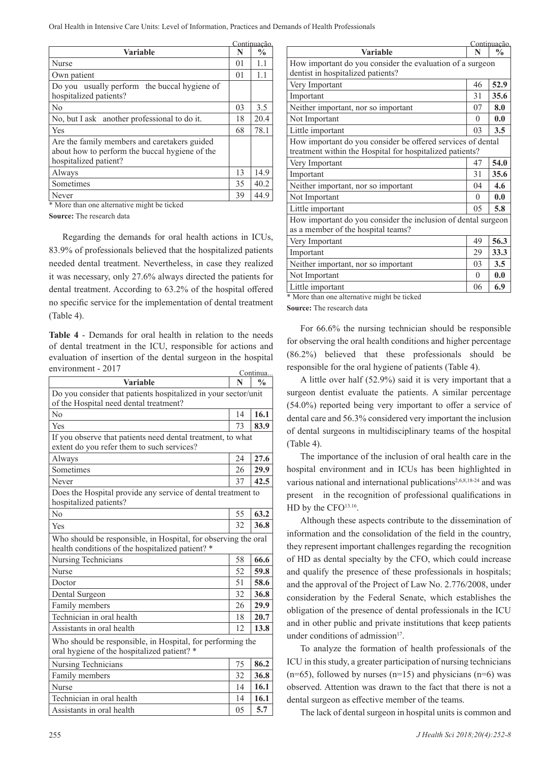Continuação...

| Variable | N | % |
|---|---|---|
| Nurse | 01 | 1.1 |
| Own patient | 01 | 1.1 |
| Do you usually perform the buccal hygiene of hospitalized patients? | | |
| No | 03 | 3.5 |
| No, but I ask another professional to do it. | 18 | 20.4 |
| Yes | 68 | 78.1 |
| Are the family members and caretakers guided about how to perform the buccal hygiene of the hospitalized patient? | | |
| Always | 13 | 14.9 |
| Sometimes | 35 | 40.2 |
| Never | 39 | 44.9 |

* More than one alternative might be ticked

**Source:** The research data

Regarding the demands for oral health actions in ICUs, 83.9% of professionals believed that the hospitalized patients needed dental treatment. Nevertheless, in case they realized it was necessary, only 27.6% always directed the patients for dental treatment. According to 63.2% of the hospital offered no specific service for the implementation of dental treatment (Table 4).

**Table 4** - Demands for oral health in relation to the needs of dental treatment in the ICU, responsible for actions and evaluation of insertion of the dental surgeon in the hospital environment - 2017

Continua...

| Variable | N | % |
|---|---|---|
| Do you consider that patients hospitalized in your sector/unit of the Hospital need dental treatment? | | |
| No | 14 | **16.1** |
| Yes | 73 | **83.9** |
| If you observe that patients need dental treatment, to what extent do you refer them to such services? | | |
| Always | 24 | **27.6** |
| Sometimes | 26 | **29.9** |
| Never | 37 | **42.5** |
| Does the Hospital provide any service of dental treatment to hospitalized patients? | | |
| No | 55 | **63.2** |
| Yes | 32 | **36.8** |
| Who should be responsible, in Hospital, for observing the oral health conditions of the hospitalized patient? * | | |
| Nursing Technicians | 58 | **66.6** |
| Nurse | 52 | **59.8** |
| Doctor | 51 | **58.6** |
| Dental Surgeon | 32 | **36.8** |
| Family members | 26 | **29.9** |
| Technician in oral health | 18 | **20.7** |
| Assistants in oral health | 12 | **13.8** |
| Who should be responsible, in Hospital, for performing the oral hygiene of the hospitalized patient? * | | |
| Nursing Technicians | 75 | **86.2** |
| Family members | 32 | **36.8** |
| Nurse | 14 | **16.1** |
| Technician in oral health | 14 | **16.1** |
| Assistants in oral health | 05 | **5.7** |

Continuação...

| Variable | N | % |
|---|---|---|
| How important do you consider the evaluation of a surgeon dentist in hospitalized patients? | | |
| Very Important | 46 | **52.9** |
| Important | 31 | **35.6** |
| Neither important, nor so important | 07 | **8.0** |
| Not Important | 0 | **0.0** |
| Little important | 03 | **3.5** |
| How important do you consider be offered services of dental treatment within the Hospital for hospitalized patients? | | |
| Very Important | 47 | **54.0** |
| Important | 31 | **35.6** |
| Neither important, nor so important | 04 | **4.6** |
| Not Important | 0 | **0.0** |
| Little important | 05 | **5.8** |
| How important do you consider the inclusion of dental surgeon as a member of the hospital teams? | | |
| Very Important | 49 | **56.3** |
| Important | 29 | **33.3** |
| Neither important, nor so important | 03 | **3.5** |
| Not Important | 0 | **0.0** |
| Little important | 06 | **6.9** |

* More than one alternative might be ticked

**Source:** The research data

For 66.6% the nursing technician should be responsible for observing the oral health conditions and higher percentage (86.2%) believed that these professionals should be responsible for the oral hygiene of patients (Table 4).

A little over half (52.9%) said it is very important that a surgeon dentist evaluate the patients. A similar percentage (54.0%) reported being very important to offer a service of dental care and 56.3% considered very important the inclusion of dental surgeons in multidisciplinary teams of the hospital (Table 4).

The importance of the inclusion of oral health care in the hospital environment and in ICUs has been highlighted in various national and international publications[2,6,8,18-24] and was present in the recognition of professional qualifications in HD by the CFO[13,16].

Although these aspects contribute to the dissemination of information and the consolidation of the field in the country, they represent important challenges regarding the recognition of HD as dental specialty by the CFO, which could increase and qualify the presence of these professionals in hospitals; and the approval of the Project of Law No. 2.776/2008, under consideration by the Federal Senate, which establishes the obligation of the presence of dental professionals in the ICU and in other public and private institutions that keep patients under conditions of admission[17].

To analyze the formation of health professionals of the ICU in this study, a greater participation of nursing technicians (n=65), followed by nurses (n=15) and physicians (n=6) was observed. Attention was drawn to the fact that there is not a dental surgeon as effective member of the teams.

The lack of dental surgeon in hospital units is common and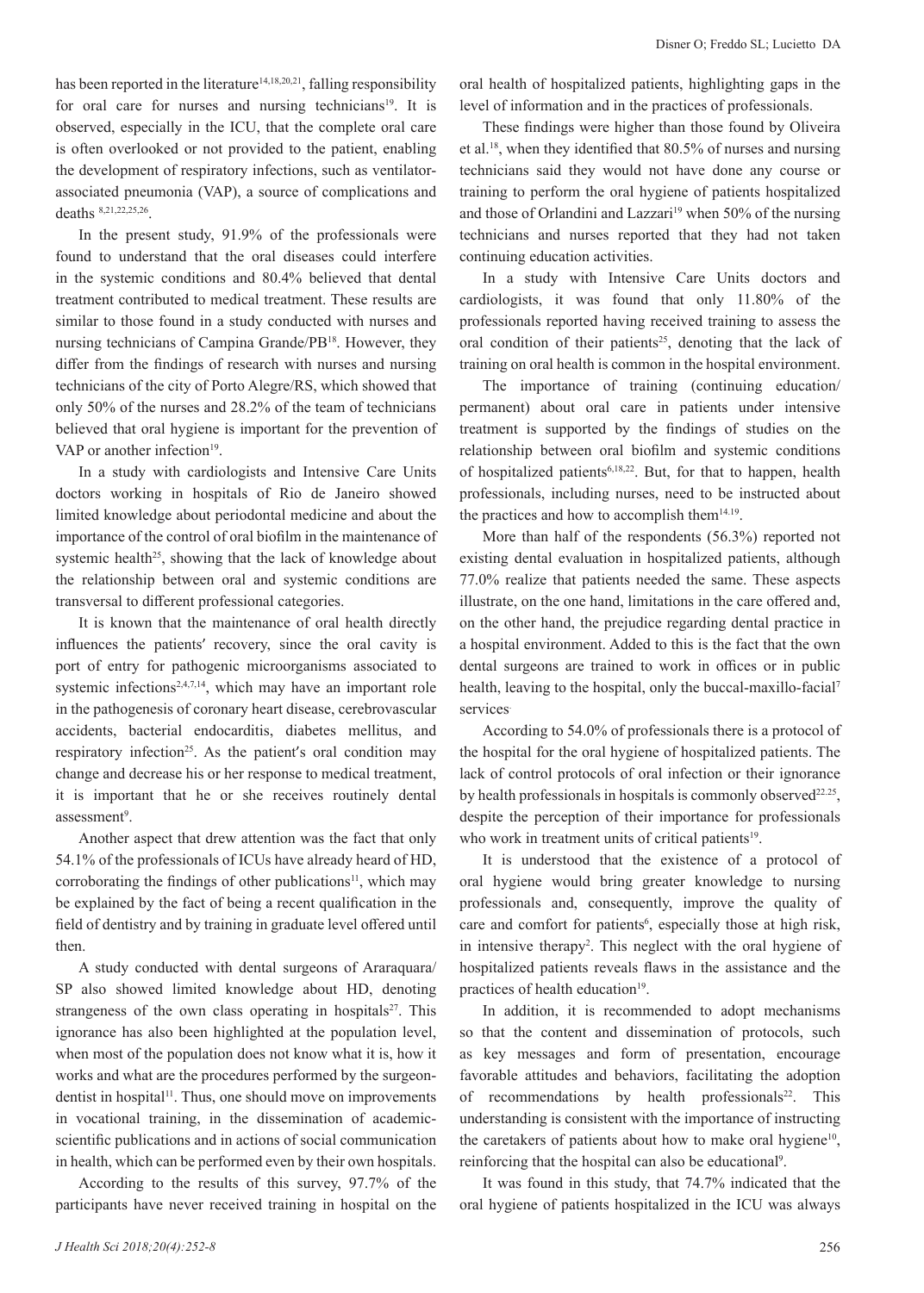has been reported in the literature[14,18,20,21], falling responsibility for oral care for nurses and nursing technicians[19]. It is observed, especially in the ICU, that the complete oral care is often overlooked or not provided to the patient, enabling the development of respiratory infections, such as ventilator-associated pneumonia (VAP), a source of complications and deaths [8,21,22,25,26].

In the present study, 91.9% of the professionals were found to understand that the oral diseases could interfere in the systemic conditions and 80.4% believed that dental treatment contributed to medical treatment. These results are similar to those found in a study conducted with nurses and nursing technicians of Campina Grande/PB[18]. However, they differ from the findings of research with nurses and nursing technicians of the city of Porto Alegre/RS, which showed that only 50% of the nurses and 28.2% of the team of technicians believed that oral hygiene is important for the prevention of VAP or another infection[19].

In a study with cardiologists and Intensive Care Units doctors working in hospitals of Rio de Janeiro showed limited knowledge about periodontal medicine and about the importance of the control of oral biofilm in the maintenance of systemic health[25], showing that the lack of knowledge about the relationship between oral and systemic conditions are transversal to different professional categories.

It is known that the maintenance of oral health directly influences the patients′ recovery, since the oral cavity is port of entry for pathogenic microorganisms associated to systemic infections[2,4,7,14], which may have an important role in the pathogenesis of coronary heart disease, cerebrovascular accidents, bacterial endocarditis, diabetes mellitus, and respiratory infection[25]. As the patient′s oral condition may change and decrease his or her response to medical treatment, it is important that he or she receives routinely dental assessment[9].

Another aspect that drew attention was the fact that only 54.1% of the professionals of ICUs have already heard of HD, corroborating the findings of other publications[11], which may be explained by the fact of being a recent qualification in the field of dentistry and by training in graduate level offered until then.

A study conducted with dental surgeons of Araraquara/SP also showed limited knowledge about HD, denoting strangeness of the own class operating in hospitals[27]. This ignorance has also been highlighted at the population level, when most of the population does not know what it is, how it works and what are the procedures performed by the surgeon-dentist in hospital[11]. Thus, one should move on improvements in vocational training, in the dissemination of academic-scientific publications and in actions of social communication in health, which can be performed even by their own hospitals.

According to the results of this survey, 97.7% of the participants have never received training in hospital on the oral health of hospitalized patients, highlighting gaps in the level of information and in the practices of professionals.

These findings were higher than those found by Oliveira et al.[18], when they identified that 80.5% of nurses and nursing technicians said they would not have done any course or training to perform the oral hygiene of patients hospitalized and those of Orlandini and Lazzari[19] when 50% of the nursing technicians and nurses reported that they had not taken continuing education activities.

In a study with Intensive Care Units doctors and cardiologists, it was found that only 11.80% of the professionals reported having received training to assess the oral condition of their patients[25], denoting that the lack of training on oral health is common in the hospital environment.

The importance of training (continuing education/permanent) about oral care in patients under intensive treatment is supported by the findings of studies on the relationship between oral biofilm and systemic conditions of hospitalized patients[6,18,22]. But, for that to happen, health professionals, including nurses, need to be instructed about the practices and how to accomplish them[14,19].

More than half of the respondents (56.3%) reported not existing dental evaluation in hospitalized patients, although 77.0% realize that patients needed the same. These aspects illustrate, on the one hand, limitations in the care offered and, on the other hand, the prejudice regarding dental practice in a hospital environment. Added to this is the fact that the own dental surgeons are trained to work in offices or in public health, leaving to the hospital, only the buccal-maxillo-facial[7] services.

According to 54.0% of professionals there is a protocol of the hospital for the oral hygiene of hospitalized patients. The lack of control protocols of oral infection or their ignorance by health professionals in hospitals is commonly observed[22,25], despite the perception of their importance for professionals who work in treatment units of critical patients[19].

It is understood that the existence of a protocol of oral hygiene would bring greater knowledge to nursing professionals and, consequently, improve the quality of care and comfort for patients[6], especially those at high risk, in intensive therapy[2]. This neglect with the oral hygiene of hospitalized patients reveals flaws in the assistance and the practices of health education[19].

In addition, it is recommended to adopt mechanisms so that the content and dissemination of protocols, such as key messages and form of presentation, encourage favorable attitudes and behaviors, facilitating the adoption of recommendations by health professionals[22]. This understanding is consistent with the importance of instructing the caretakers of patients about how to make oral hygiene[10], reinforcing that the hospital can also be educational[9].

It was found in this study, that 74.7% indicated that the oral hygiene of patients hospitalized in the ICU was always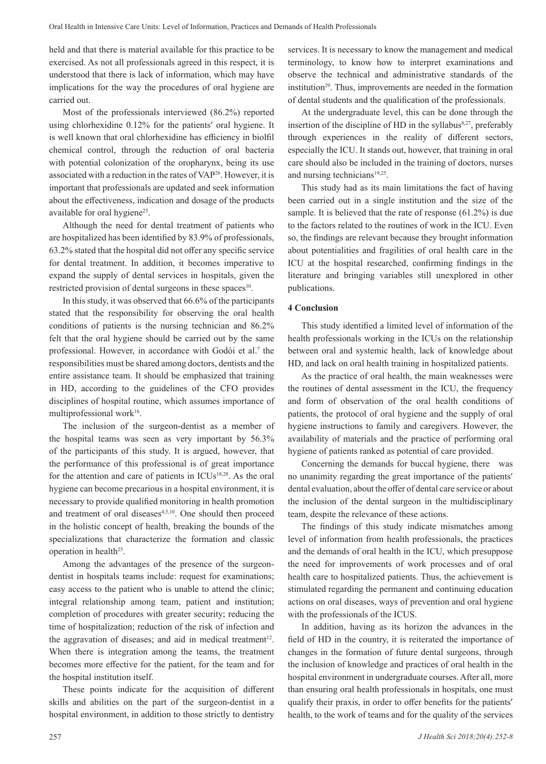held and that there is material available for this practice to be exercised. As not all professionals agreed in this respect, it is understood that there is lack of information, which may have implications for the way the procedures of oral hygiene are carried out.

Most of the professionals interviewed (86.2%) reported using chlorhexidine 0.12% for the patients′ oral hygiene. It is well known that oral chlorhexidine has efficiency in biofil chemical control, through the reduction of oral bacteria with potential colonization of the oropharynx, being its use associated with a reduction in the rates of VAP[26]. However, it is important that professionals are updated and seek information about the effectiveness, indication and dosage of the products available for oral hygiene[25].

Although the need for dental treatment of patients who are hospitalized has been identified by 83.9% of professionals, 63.2% stated that the hospital did not offer any specific service for dental treatment. In addition, it becomes imperative to expand the supply of dental services in hospitals, given the restricted provision of dental surgeons in these spaces[10].

In this study, it was observed that 66.6% of the participants stated that the responsibility for observing the oral health conditions of patients is the nursing technician and 86.2% felt that the oral hygiene should be carried out by the same professional. However, in accordance with Godói et al.[7] the responsibilities must be shared among doctors, dentists and the entire assistance team. It should be emphasized that training in HD, according to the guidelines of the CFO provides disciplines of hospital routine, which assumes importance of multiprofessional work[16].

The inclusion of the surgeon-dentist as a member of the hospital teams was seen as very important by 56.3% of the participants of this study. It is argued, however, that the performance of this professional is of great importance for the attention and care of patients in ICUs[18,28]. As the oral hygiene can become precarious in a hospital environment, it is necessary to provide qualified monitoring in health promotion and treatment of oral diseases[4,5,10]. One should then proceed in the holistic concept of health, breaking the bounds of the specializations that characterize the formation and classic operation in health[25].

Among the advantages of the presence of the surgeon-dentist in hospitals teams include: request for examinations; easy access to the patient who is unable to attend the clinic; integral relationship among team, patient and institution; completion of procedures with greater security; reducing the time of hospitalization; reduction of the risk of infection and the aggravation of diseases; and aid in medical treatment[12]. When there is integration among the teams, the treatment becomes more effective for the patient, for the team and for the hospital institution itself.

These points indicate for the acquisition of different skills and abilities on the part of the surgeon-dentist in a hospital environment, in addition to those strictly to dentistry services. It is necessary to know the management and medical terminology, to know how to interpret examinations and observe the technical and administrative standards of the institution[29]. Thus, improvements are needed in the formation of dental students and the qualification of the professionals.

At the undergraduate level, this can be done through the insertion of the discipline of HD in the syllabus[8,27], preferably through experiences in the reality of different sectors, especially the ICU. It stands out, however, that training in oral care should also be included in the training of doctors, nurses and nursing technicians[19,25].

This study had as its main limitations the fact of having been carried out in a single institution and the size of the sample. It is believed that the rate of response (61.2%) is due to the factors related to the routines of work in the ICU. Even so, the findings are relevant because they brought information about potentialities and fragilities of oral health care in the ICU at the hospital researched, confirming findings in the literature and bringing variables still unexplored in other publications.

## 4 Conclusion

This study identified a limited level of information of the health professionals working in the ICUs on the relationship between oral and systemic health, lack of knowledge about HD, and lack on oral health training in hospitalized patients.

As the practice of oral health, the main weaknesses were the routines of dental assessment in the ICU, the frequency and form of observation of the oral health conditions of patients, the protocol of oral hygiene and the supply of oral hygiene instructions to family and caregivers. However, the availability of materials and the practice of performing oral hygiene of patients ranked as potential of care provided.

Concerning the demands for buccal hygiene, there was no unanimity regarding the great importance of the patients′ dental evaluation, about the offer of dental care service or about the inclusion of the dental surgeon in the multidisciplinary team, despite the relevance of these actions.

The findings of this study indicate mismatches among level of information from health professionals, the practices and the demands of oral health in the ICU, which presuppose the need for improvements of work processes and of oral health care to hospitalized patients. Thus, the achievement is stimulated regarding the permanent and continuing education actions on oral diseases, ways of prevention and oral hygiene with the professionals of the ICUS.

In addition, having as its horizon the advances in the field of HD in the country, it is reiterated the importance of changes in the formation of future dental surgeons, through the inclusion of knowledge and practices of oral health in the hospital environment in undergraduate courses. After all, more than ensuring oral health professionals in hospitals, one must qualify their praxis, in order to offer benefits for the patients′ health, to the work of teams and for the quality of the services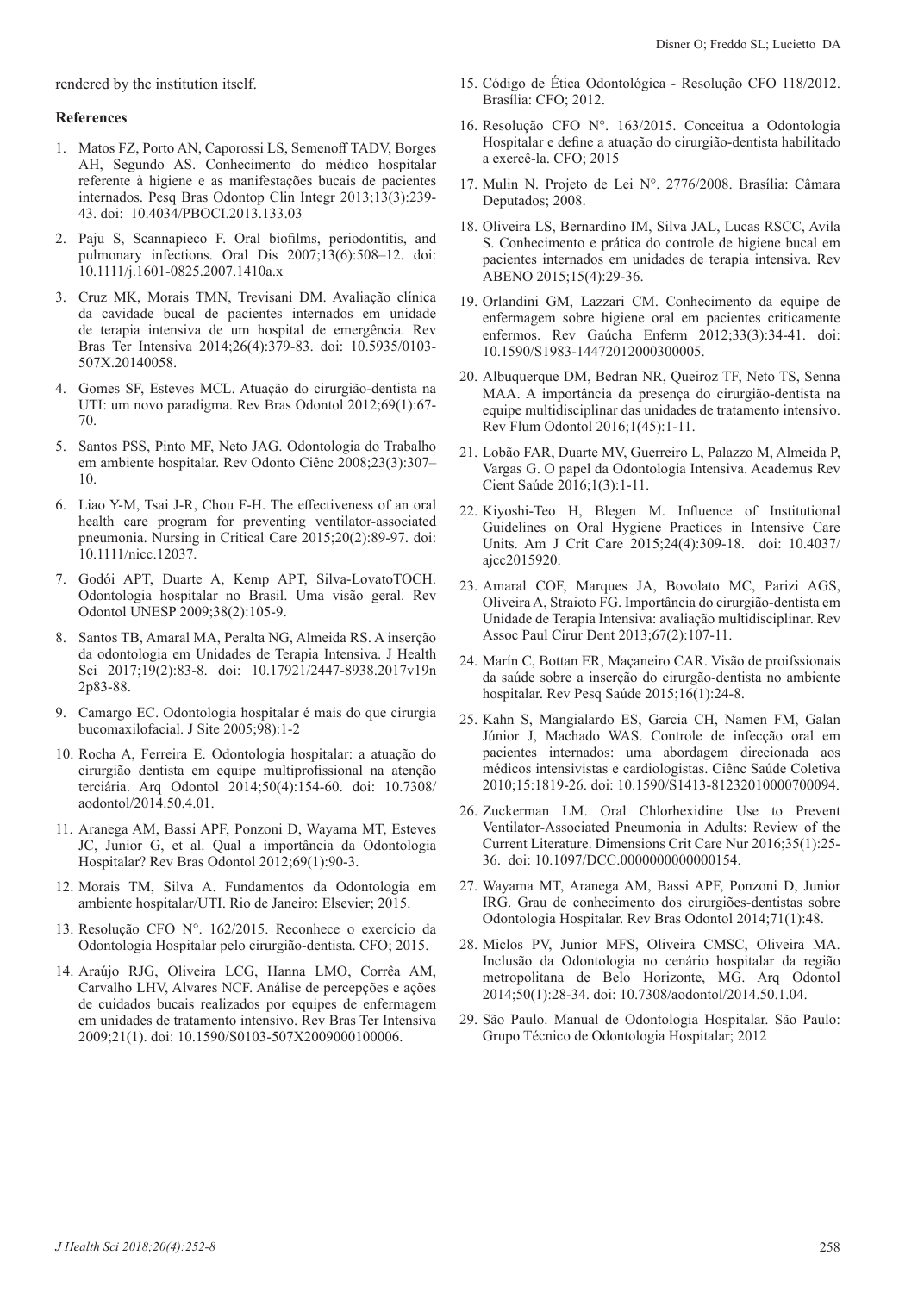rendered by the institution itself.

### References

1. Matos FZ, Porto AN, Caporossi LS, Semenoff TADV, Borges AH, Segundo AS. Conhecimento do médico hospitalar referente à higiene e as manifestações bucais de pacientes internados. Pesq Bras Odontop Clin Integr 2013;13(3):239-43. doi: 10.4034/PBOCI.2013.133.03
2. Paju S, Scannapieco F. Oral biofilms, periodontitis, and pulmonary infections. Oral Dis 2007;13(6):508–12. doi: 10.1111/j.1601-0825.2007.1410a.x
3. Cruz MK, Morais TMN, Trevisani DM. Avaliação clínica da cavidade bucal de pacientes internados em unidade de terapia intensiva de um hospital de emergência. Rev Bras Ter Intensiva 2014;26(4):379-83. doi: 10.5935/0103-507X.20140058.
4. Gomes SF, Esteves MCL. Atuação do cirurgião-dentista na UTI: um novo paradigma. Rev Bras Odontol 2012;69(1):67-70.
5. Santos PSS, Pinto MF, Neto JAG. Odontologia do Trabalho em ambiente hospitalar. Rev Odonto Ciênc 2008;23(3):307–10.
6. Liao Y-M, Tsai J-R, Chou F-H. The effectiveness of an oral health care program for preventing ventilator-associated pneumonia. Nursing in Critical Care 2015;20(2):89-97. doi: 10.1111/nicc.12037.
7. Godói APT, Duarte A, Kemp APT, Silva-LovatoTOCH. Odontologia hospitalar no Brasil. Uma visão geral. Rev Odontol UNESP 2009;38(2):105-9.
8. Santos TB, Amaral MA, Peralta NG, Almeida RS. A inserção da odontologia em Unidades de Terapia Intensiva. J Health Sci 2017;19(2):83-8. doi: 10.17921/2447-8938.2017v19n2p83-88.
9. Camargo EC. Odontologia hospitalar é mais do que cirurgia bucomaxilofacial. J Site 2005;98):1-2
10. Rocha A, Ferreira E. Odontologia hospitalar: a atuação do cirurgião dentista em equipe multiprofissional na atenção terciária. Arq Odontol 2014;50(4):154-60. doi: 10.7308/aodontol/2014.50.4.01.
11. Aranega AM, Bassi APF, Ponzoni D, Wayama MT, Esteves JC, Junior G, et al. Qual a importância da Odontologia Hospitalar? Rev Bras Odontol 2012;69(1):90-3.
12. Morais TM, Silva A. Fundamentos da Odontologia em ambiente hospitalar/UTI. Rio de Janeiro: Elsevier; 2015.
13. Resolução CFO N°. 162/2015. Reconhece o exercício da Odontologia Hospitalar pelo cirurgião-dentista. CFO; 2015.
14. Araújo RJG, Oliveira LCG, Hanna LMO, Corrêa AM, Carvalho LHV, Alvares NCF. Análise de percepções e ações de cuidados bucais realizados por equipes de enfermagem em unidades de tratamento intensivo. Rev Bras Ter Intensiva 2009;21(1). doi: 10.1590/S0103-507X2009000100006.
15. Código de Ética Odontológica - Resolução CFO 118/2012. Brasília: CFO; 2012.
16. Resolução CFO N°. 163/2015. Conceitua a Odontologia Hospitalar e define a atuação do cirurgião-dentista habilitado a exercê-la. CFO; 2015
17. Mulin N. Projeto de Lei N°. 2776/2008. Brasília: Câmara Deputados; 2008.
18. Oliveira LS, Bernardino IM, Silva JAL, Lucas RSCC, Avila S. Conhecimento e prática do controle de higiene bucal em pacientes internados em unidades de terapia intensiva. Rev ABENO 2015;15(4):29-36.
19. Orlandini GM, Lazzari CM. Conhecimento da equipe de enfermagem sobre higiene oral em pacientes criticamente enfermos. Rev Gaúcha Enferm 2012;33(3):34-41. doi: 10.1590/S1983-14472012000300005.
20. Albuquerque DM, Bedran NR, Queiroz TF, Neto TS, Senna MAA. A importância da presença do cirurgião-dentista na equipe multidisciplinar das unidades de tratamento intensivo. Rev Flum Odontol 2016;1(45):1-11.
21. Lobão FAR, Duarte MV, Guerreiro L, Palazzo M, Almeida P, Vargas G. O papel da Odontologia Intensiva. Academus Rev Cient Saúde 2016;1(3):1-11.
22. Kiyoshi-Teo H, Blegen M. Influence of Institutional Guidelines on Oral Hygiene Practices in Intensive Care Units. Am J Crit Care 2015;24(4):309-18. doi: 10.4037/ajcc2015920.
23. Amaral COF, Marques JA, Bovolato MC, Parizi AGS, Oliveira A, Straioto FG. Importância do cirurgião-dentista em Unidade de Terapia Intensiva: avaliação multidisciplinar. Rev Assoc Paul Cirur Dent 2013;67(2):107-11.
24. Marín C, Bottan ER, Maçaneiro CAR. Visão de proifssionais da saúde sobre a inserção do cirurgião-dentista no ambiente hospitalar. Rev Pesq Saúde 2015;16(1):24-8.
25. Kahn S, Mangialardo ES, Garcia CH, Namen FM, Galan Júnior J, Machado WAS. Controle de infecção oral em pacientes internados: uma abordagem direcionada aos médicos intensivistas e cardiologistas. Ciênc Saúde Coletiva 2010;15:1819-26. doi: 10.1590/S1413-81232010000700094.
26. Zuckerman LM. Oral Chlorhexidine Use to Prevent Ventilator-Associated Pneumonia in Adults: Review of the Current Literature. Dimensions Crit Care Nur 2016;35(1):25-36. doi: 10.1097/DCC.0000000000000154.
27. Wayama MT, Aranega AM, Bassi APF, Ponzoni D, Junior IRG. Grau de conhecimento dos cirurgiões-dentistas sobre Odontologia Hospitalar. Rev Bras Odontol 2014;71(1):48.
28. Miclos PV, Junior MFS, Oliveira CMSC, Oliveira MA. Inclusão da Odontologia no cenário hospitalar da região metropolitana de Belo Horizonte, MG. Arq Odontol 2014;50(1):28-34. doi: 10.7308/aodontol/2014.50.1.04.
29. São Paulo. Manual de Odontologia Hospitalar. São Paulo: Grupo Técnico de Odontologia Hospitalar; 2012